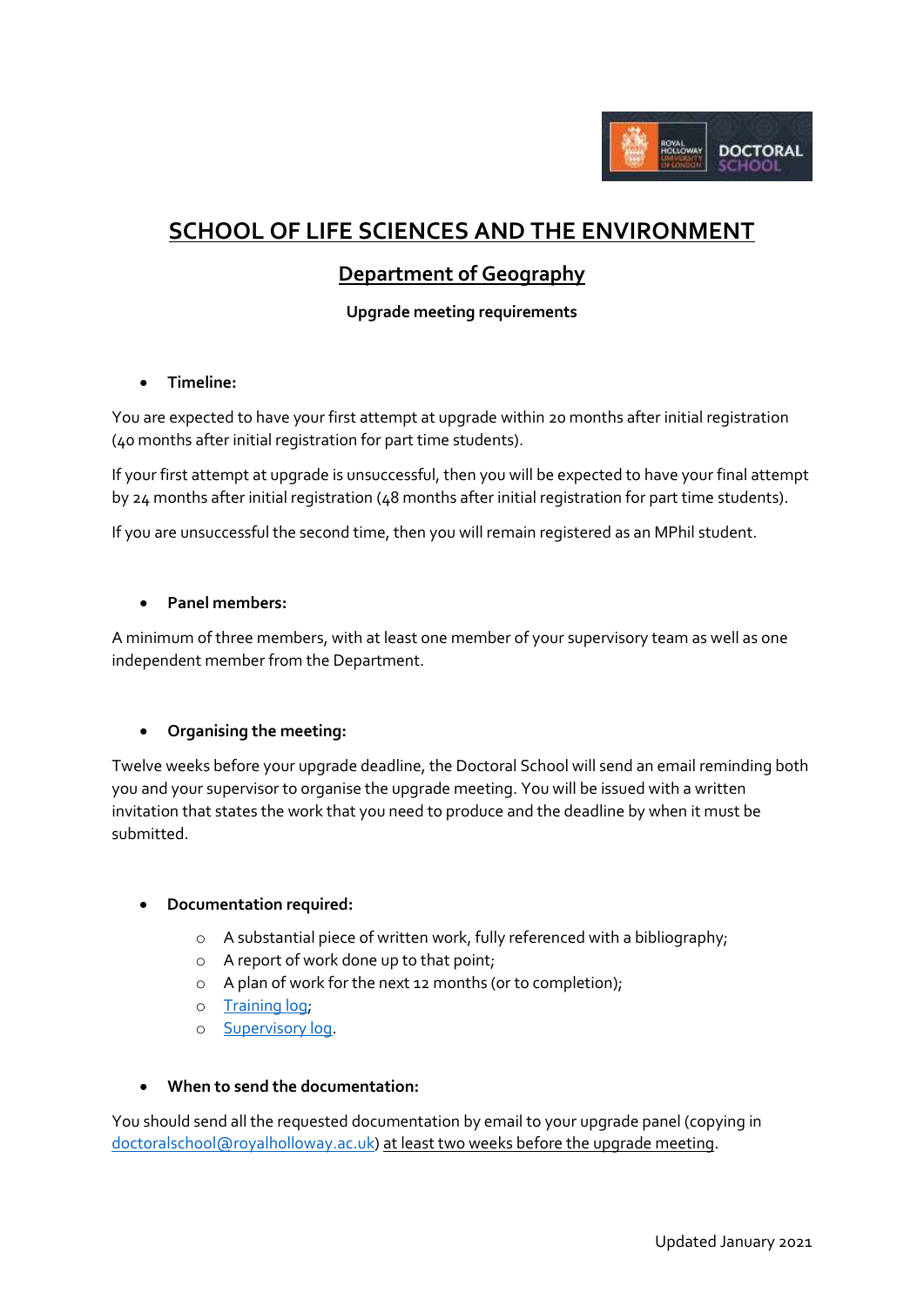# SCHOOL OF LIFE SCIENCES AND THE ENVIRONMENT

## Department of Geography

### Upgrade meeting requirements

- **Timeline:**

You are expected to have your first attempt at upgrade within 20 months after initial registration (40 months after initial registration for part time students).

If your first attempt at upgrade is unsuccessful, then you will be expected to have your final attempt by 24 months after initial registration (48 months after initial registration for part time students).

If you are unsuccessful the second time, then you will remain registered as an MPhil student.

- **Panel members:**

A minimum of three members, with at least one member of your supervisory team as well as one independent member from the Department.

- **Organising the meeting:**

Twelve weeks before your upgrade deadline, the Doctoral School will send an email reminding both you and your supervisor to organise the upgrade meeting. You will be issued with a written invitation that states the work that you need to produce and the deadline by when it must be submitted.

- **Documentation required:**
  - A substantial piece of written work, fully referenced with a bibliography;
  - A report of work done up to that point;
  - A plan of work for the next 12 months (or to completion);
  - Training log;
  - Supervisory log.

- **When to send the documentation:**

You should send all the requested documentation by email to your upgrade panel (copying in doctoralschool@royalholloway.ac.uk) at least two weeks before the upgrade meeting.

Updated January 2021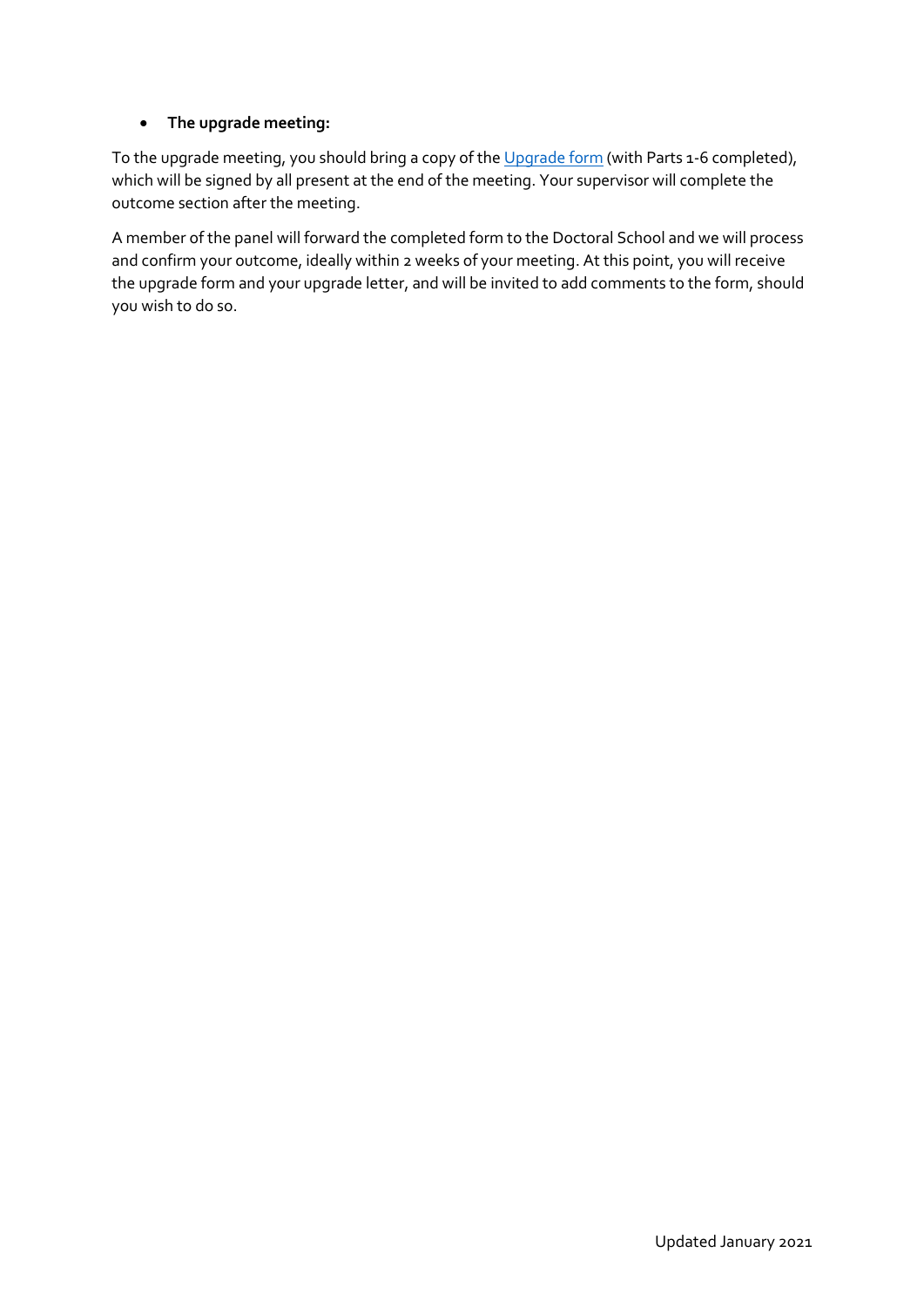- **The upgrade meeting:**

To the upgrade meeting, you should bring a copy of the Upgrade form (with Parts 1-6 completed), which will be signed by all present at the end of the meeting. Your supervisor will complete the outcome section after the meeting.

A member of the panel will forward the completed form to the Doctoral School and we will process and confirm your outcome, ideally within 2 weeks of your meeting. At this point, you will receive the upgrade form and your upgrade letter, and will be invited to add comments to the form, should you wish to do so.

Updated January 2021